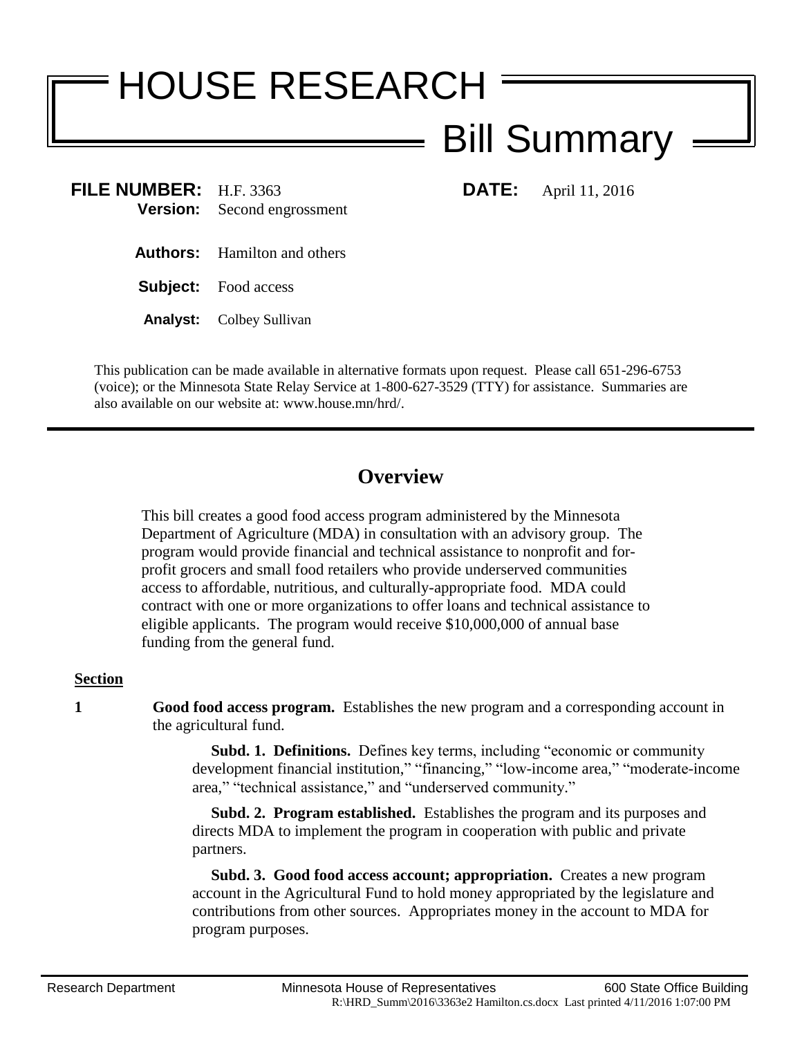# HOUSE RESEARCH

## Bill Summary

**FILE NUMBER:** H.F. 3363 **DATE:** April 11, 2016

**Version:** Second engrossment

**Authors:** Hamilton and others

**Subject:** Food access

**Analyst:** Colbey Sullivan

This publication can be made available in alternative formats upon request. Please call 651-296-6753 (voice); or the Minnesota State Relay Service at 1-800-627-3529 (TTY) for assistance. Summaries are also available on our website at: www.house.mn/hrd/.

---

## Overview

This bill creates a good food access program administered by the Minnesota Department of Agriculture (MDA) in consultation with an advisory group. The program would provide financial and technical assistance to nonprofit and for-profit grocers and small food retailers who provide underserved communities access to affordable, nutritious, and culturally-appropriate food. MDA could contract with one or more organizations to offer loans and technical assistance to eligible applicants. The program would receive $10,000,000 of annual base funding from the general fund.

**Section**

**1** **Good food access program.** Establishes the new program and a corresponding account in the agricultural fund.

**Subd. 1. Definitions.** Defines key terms, including "economic or community development financial institution," "financing," "low-income area," "moderate-income area," "technical assistance," and "underserved community."

**Subd. 2. Program established.** Establishes the program and its purposes and directs MDA to implement the program in cooperation with public and private partners.

**Subd. 3. Good food access account; appropriation.** Creates a new program account in the Agricultural Fund to hold money appropriated by the legislature and contributions from other sources. Appropriates money in the account to MDA for program purposes.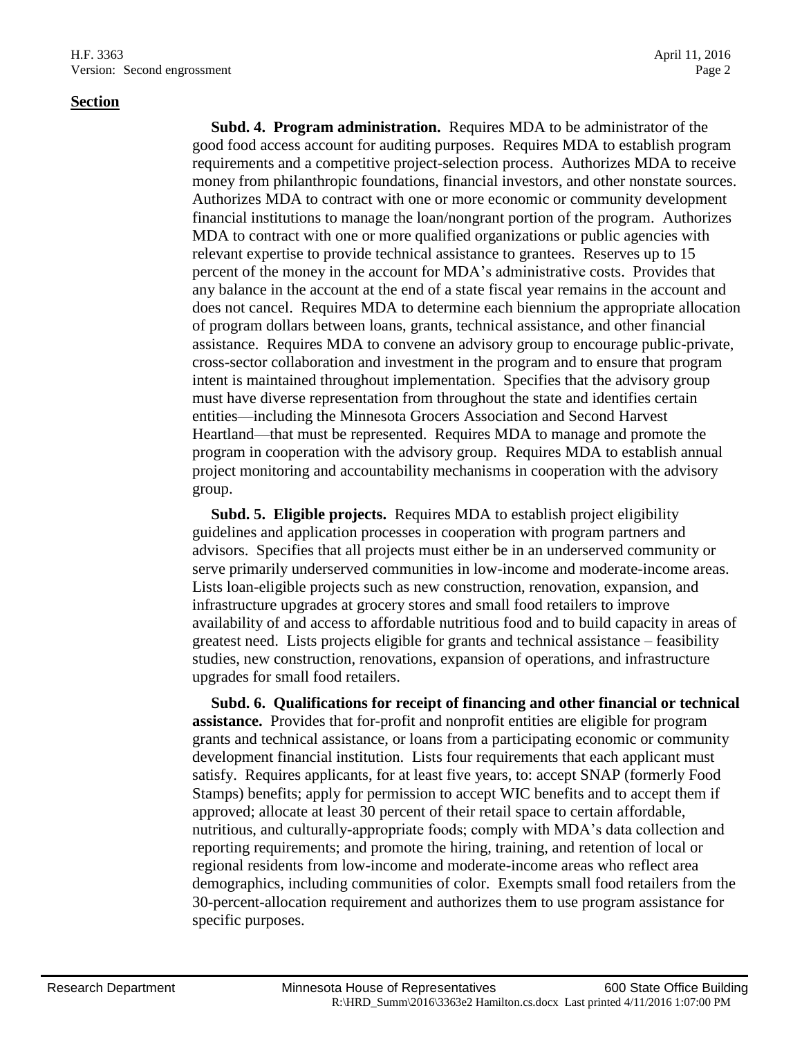**Section**

**Subd. 4. Program administration.** Requires MDA to be administrator of the good food access account for auditing purposes. Requires MDA to establish program requirements and a competitive project-selection process. Authorizes MDA to receive money from philanthropic foundations, financial investors, and other nonstate sources. Authorizes MDA to contract with one or more economic or community development financial institutions to manage the loan/nongrant portion of the program. Authorizes MDA to contract with one or more qualified organizations or public agencies with relevant expertise to provide technical assistance to grantees. Reserves up to 15 percent of the money in the account for MDA's administrative costs. Provides that any balance in the account at the end of a state fiscal year remains in the account and does not cancel. Requires MDA to determine each biennium the appropriate allocation of program dollars between loans, grants, technical assistance, and other financial assistance. Requires MDA to convene an advisory group to encourage public-private, cross-sector collaboration and investment in the program and to ensure that program intent is maintained throughout implementation. Specifies that the advisory group must have diverse representation from throughout the state and identifies certain entities—including the Minnesota Grocers Association and Second Harvest Heartland—that must be represented. Requires MDA to manage and promote the program in cooperation with the advisory group. Requires MDA to establish annual project monitoring and accountability mechanisms in cooperation with the advisory group.

**Subd. 5. Eligible projects.** Requires MDA to establish project eligibility guidelines and application processes in cooperation with program partners and advisors. Specifies that all projects must either be in an underserved community or serve primarily underserved communities in low-income and moderate-income areas. Lists loan-eligible projects such as new construction, renovation, expansion, and infrastructure upgrades at grocery stores and small food retailers to improve availability of and access to affordable nutritious food and to build capacity in areas of greatest need. Lists projects eligible for grants and technical assistance – feasibility studies, new construction, renovations, expansion of operations, and infrastructure upgrades for small food retailers.

**Subd. 6. Qualifications for receipt of financing and other financial or technical assistance.** Provides that for-profit and nonprofit entities are eligible for program grants and technical assistance, or loans from a participating economic or community development financial institution. Lists four requirements that each applicant must satisfy. Requires applicants, for at least five years, to: accept SNAP (formerly Food Stamps) benefits; apply for permission to accept WIC benefits and to accept them if approved; allocate at least 30 percent of their retail space to certain affordable, nutritious, and culturally-appropriate foods; comply with MDA's data collection and reporting requirements; and promote the hiring, training, and retention of local or regional residents from low-income and moderate-income areas who reflect area demographics, including communities of color. Exempts small food retailers from the 30-percent-allocation requirement and authorizes them to use program assistance for specific purposes.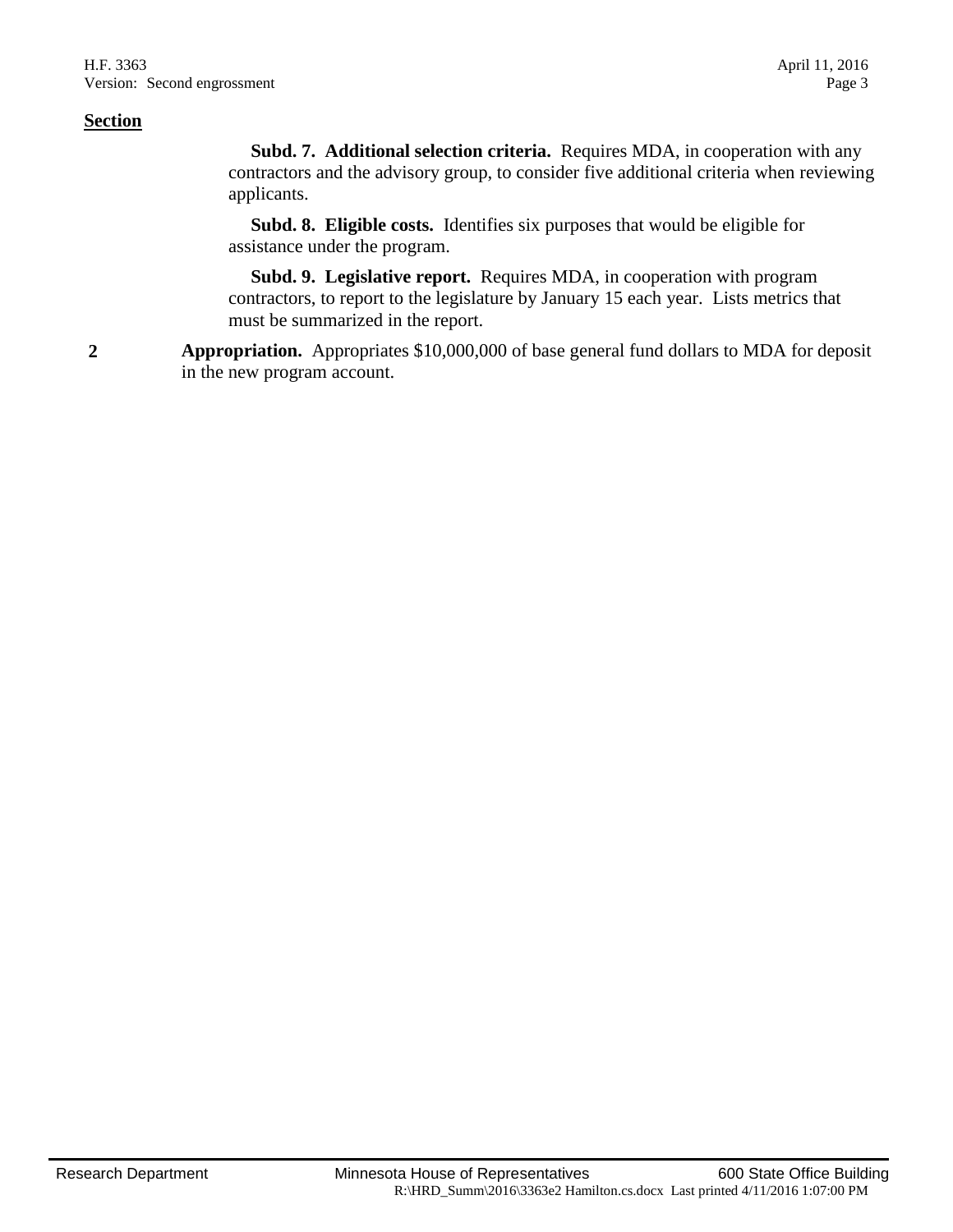**Section**

**Subd. 7. Additional selection criteria.** Requires MDA, in cooperation with any contractors and the advisory group, to consider five additional criteria when reviewing applicants.

**Subd. 8. Eligible costs.** Identifies six purposes that would be eligible for assistance under the program.

**Subd. 9. Legislative report.** Requires MDA, in cooperation with program contractors, to report to the legislature by January 15 each year. Lists metrics that must be summarized in the report.

**2** **Appropriation.** Appropriates $10,000,000 of base general fund dollars to MDA for deposit in the new program account.